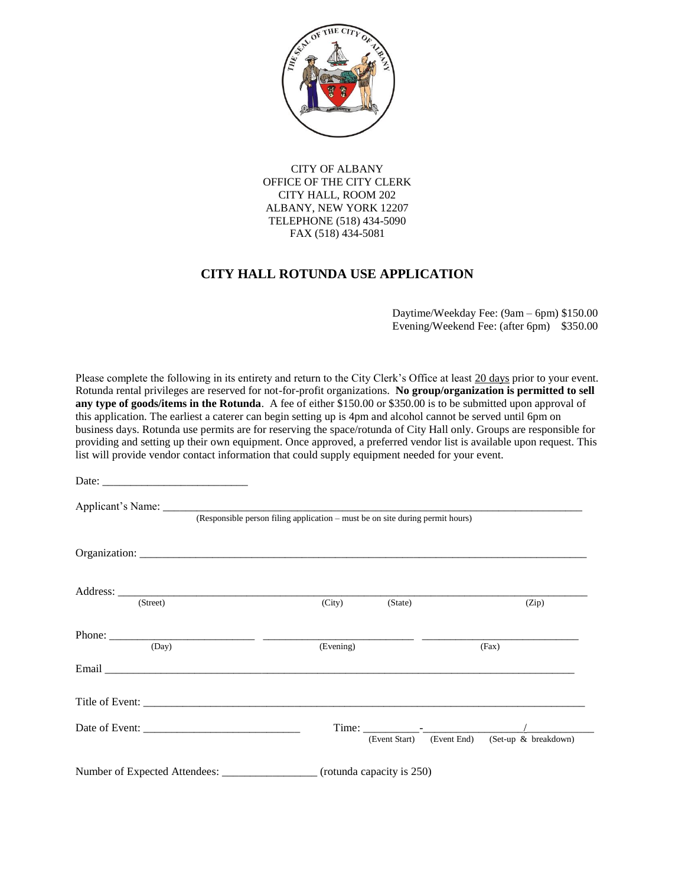CITY OF ALBANY
OFFICE OF THE CITY CLERK
CITY HALL, ROOM 202
ALBANY, NEW YORK 12207
TELEPHONE (518) 434-5090
FAX (518) 434-5081

## CITY HALL ROTUNDA USE APPLICATION

Daytime/Weekday Fee: (9am – 6pm) $150.00
Evening/Weekend Fee: (after 6pm) $350.00

Please complete the following in its entirety and return to the City Clerk's Office at least 20 days prior to your event. Rotunda rental privileges are reserved for not-for-profit organizations. **No group/organization is permitted to sell any type of goods/items in the Rotunda**. A fee of either $150.00 or $350.00 is to be submitted upon approval of this application. The earliest a caterer can begin setting up is 4pm and alcohol cannot be served until 6pm on business days. Rotunda use permits are for reserving the space/rotunda of City Hall only. Groups are responsible for providing and setting up their own equipment. Once approved, a preferred vendor list is available upon request. This list will provide vendor contact information that could supply equipment needed for your event.

Date: __________________________

Applicant's Name: ________________________________________________________________________________
(Responsible person filing application – must be on site during permit hours)

Organization: ______________________________________________________________________________________

Address: __________________________________________________________________________________________
(Street) (City) (State) (Zip)

Phone: __________________________ __________________________ ____________________________
(Day) (Evening) (Fax)

Email ____________________________________________________________________________________________

Title of Event: _____________________________________________________________________________________

Date of Event: ____________________________ Time: __________-__________________/____________
(Event Start) (Event End) (Set-up & breakdown)

Number of Expected Attendees: _________________ (rotunda capacity is 250)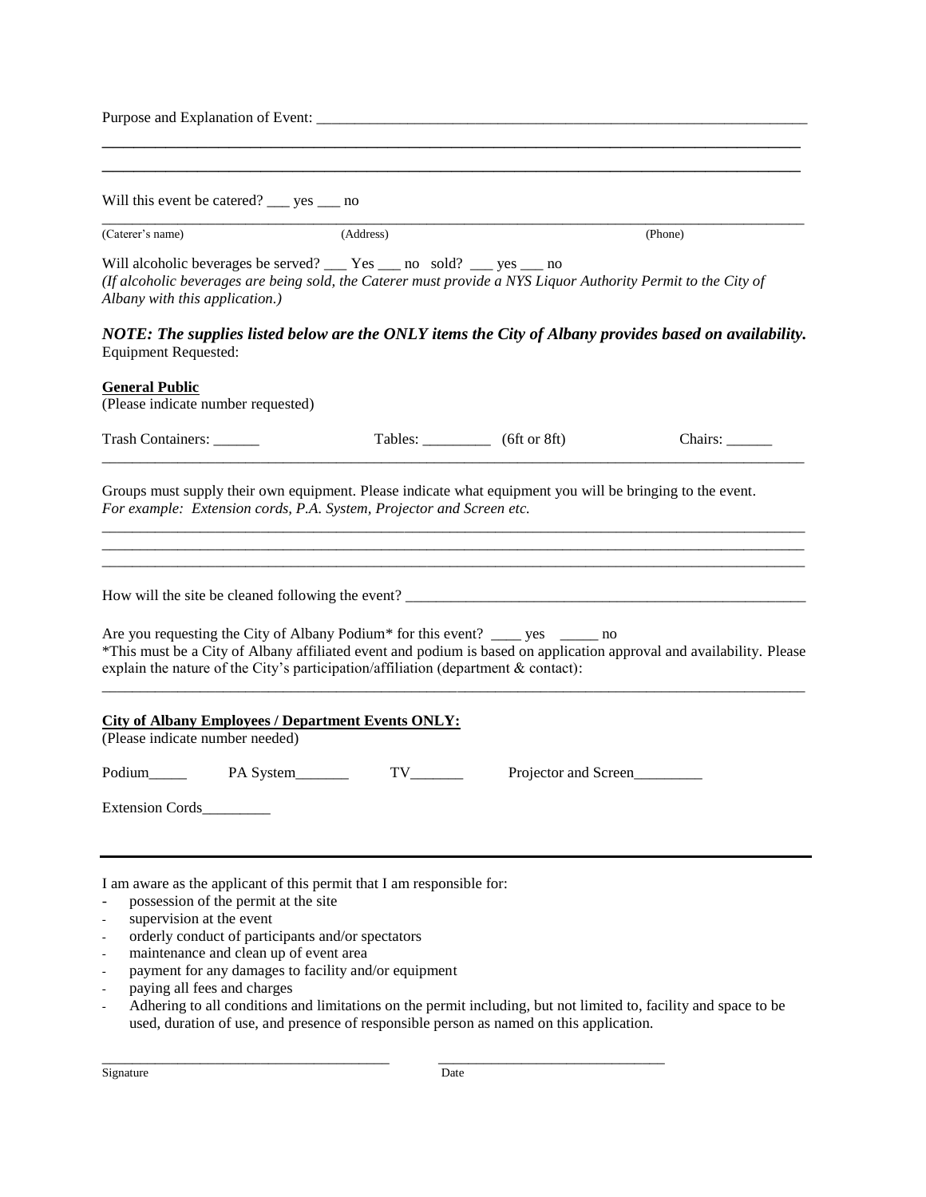Purpose and Explanation of Event: ___________________________________________________________________

___________________________________________________________________________________________

___________________________________________________________________________________________

Will this event be catered? ___ yes ___ no

___________________________________________________________________________________________

(Caterer's name) (Address) (Phone)

Will alcoholic beverages be served? ___ Yes ___ no sold? ___ yes ___ no

*(If alcoholic beverages are being sold, the Caterer must provide a NYS Liquor Authority Permit to the City of Albany with this application.)*

***NOTE: The supplies listed below are the ONLY items the City of Albany provides based on availability.***

Equipment Requested:

**General Public**

(Please indicate number requested)

Trash Containers: ______ Tables: _________ (6ft or 8ft) Chairs: ______

___________________________________________________________________________________________

Groups must supply their own equipment. Please indicate what equipment you will be bringing to the event.

*For example: Extension cords, P.A. System, Projector and Screen etc.*

___________________________________________________________________________________________

___________________________________________________________________________________________

___________________________________________________________________________________________

How will the site be cleaned following the event? _______________________________________________________

Are you requesting the City of Albany Podium* for this event? ____ yes _____ no

*This must be a City of Albany affiliated event and podium is based on application approval and availability. Please explain the nature of the City's participation/affiliation (department & contact):

___________________________________________________________________________________________

**City of Albany Employees / Department Events ONLY:**

(Please indicate number needed)

Podium_____ PA System_______ TV_______ Projector and Screen_________

Extension Cords_________

---

I am aware as the applicant of this permit that I am responsible for:

- possession of the permit at the site
- supervision at the event
- orderly conduct of participants and/or spectators
- maintenance and clean up of event area
- payment for any damages to facility and/or equipment
- paying all fees and charges
- Adhering to all conditions and limitations on the permit including, but not limited to, facility and space to be used, duration of use, and presence of responsible person as named on this application.

________________________________________ _______________________________

Signature Date